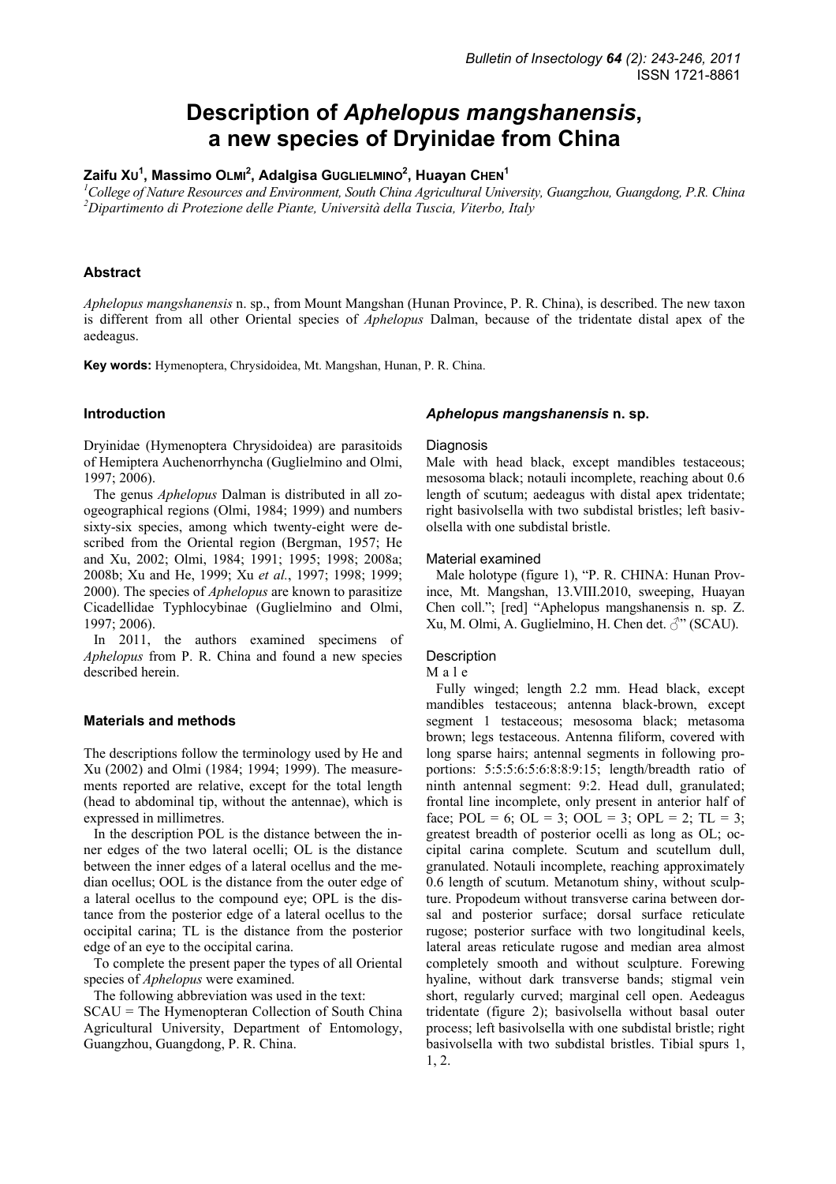# Description of *Aphelopus mangshanensis*, a new species of Dryinidae from China

**Zaifu Xu[1], Massimo Olmi[2], Adalgisa Guglielmino[2], Huayan Chen[1]**

[1]*College of Nature Resources and Environment, South China Agricultural University, Guangzhou, Guangdong, P.R. China*
[2]*Dipartimento di Protezione delle Piante, Università della Tuscia, Viterbo, Italy*

### Abstract

*Aphelopus mangshanensis* n. sp., from Mount Mangshan (Hunan Province, P. R. China), is described. The new taxon is different from all other Oriental species of *Aphelopus* Dalman, because of the tridentate distal apex of the aedeagus.

**Key words:** Hymenoptera, Chrysidoidea, Mt. Mangshan, Hunan, P. R. China.

### Introduction

Dryinidae (Hymenoptera Chrysidoidea) are parasitoids of Hemiptera Auchenorrhyncha (Guglielmino and Olmi, 1997; 2006).

The genus *Aphelopus* Dalman is distributed in all zoogeographical regions (Olmi, 1984; 1999) and numbers sixty-six species, among which twenty-eight were described from the Oriental region (Bergman, 1957; He and Xu, 2002; Olmi, 1984; 1991; 1995; 1998; 2008a; 2008b; Xu and He, 1999; Xu *et al.*, 1997; 1998; 1999; 2000). The species of *Aphelopus* are known to parasitize Cicadellidae Typhlocybinae (Guglielmino and Olmi, 1997; 2006).

In 2011, the authors examined specimens of *Aphelopus* from P. R. China and found a new species described herein.

### Materials and methods

The descriptions follow the terminology used by He and Xu (2002) and Olmi (1984; 1994; 1999). The measurements reported are relative, except for the total length (head to abdominal tip, without the antennae), which is expressed in millimetres.

In the description POL is the distance between the inner edges of the two lateral ocelli; OL is the distance between the inner edges of a lateral ocellus and the median ocellus; OOL is the distance from the outer edge of a lateral ocellus to the compound eye; OPL is the distance from the posterior edge of a lateral ocellus to the occipital carina; TL is the distance from the posterior edge of an eye to the occipital carina.

To complete the present paper the types of all Oriental species of *Aphelopus* were examined.

The following abbreviation was used in the text:
SCAU = The Hymenopteran Collection of South China Agricultural University, Department of Entomology, Guangzhou, Guangdong, P. R. China.

### *Aphelopus mangshanensis* n. sp.

#### Diagnosis

Male with head black, except mandibles testaceous; mesosoma black; notauli incomplete, reaching about 0.6 length of scutum; aedeagus with distal apex tridentate; right basivolsella with two subdistal bristles; left basivolsella with one subdistal bristle.

#### Material examined

Male holotype (figure 1), "P. R. CHINA: Hunan Province, Mt. Mangshan, 13.VIII.2010, sweeping, Huayan Chen coll."; [red] "Aphelopus mangshanensis n. sp. Z. Xu, M. Olmi, A. Guglielmino, H. Chen det. ♂" (SCAU).

#### Description

M a l e

Fully winged; length 2.2 mm. Head black, except mandibles testaceous; antenna black-brown, except segment 1 testaceous; mesosoma black; metasoma brown; legs testaceous. Antenna filiform, covered with long sparse hairs; antennal segments in following proportions: 5:5:5:6:5:6:8:8:9:15; length/breadth ratio of ninth antennal segment: 9:2. Head dull, granulated; frontal line incomplete, only present in anterior half of face; POL = 6; OL = 3; OOL = 3; OPL = 2; TL = 3; greatest breadth of posterior ocelli as long as OL; occipital carina complete. Scutum and scutellum dull, granulated. Notauli incomplete, reaching approximately 0.6 length of scutum. Metanotum shiny, without sculpture. Propodeum without transverse carina between dorsal and posterior surface; dorsal surface reticulate rugose; posterior surface with two longitudinal keels, lateral areas reticulate rugose and median area almost completely smooth and without sculpture. Forewing hyaline, without dark transverse bands; stigmal vein short, regularly curved; marginal cell open. Aedeagus tridentate (figure 2); basivolsella without basal outer process; left basivolsella with one subdistal bristle; right basivolsella with two subdistal bristles. Tibial spurs 1, 1, 2.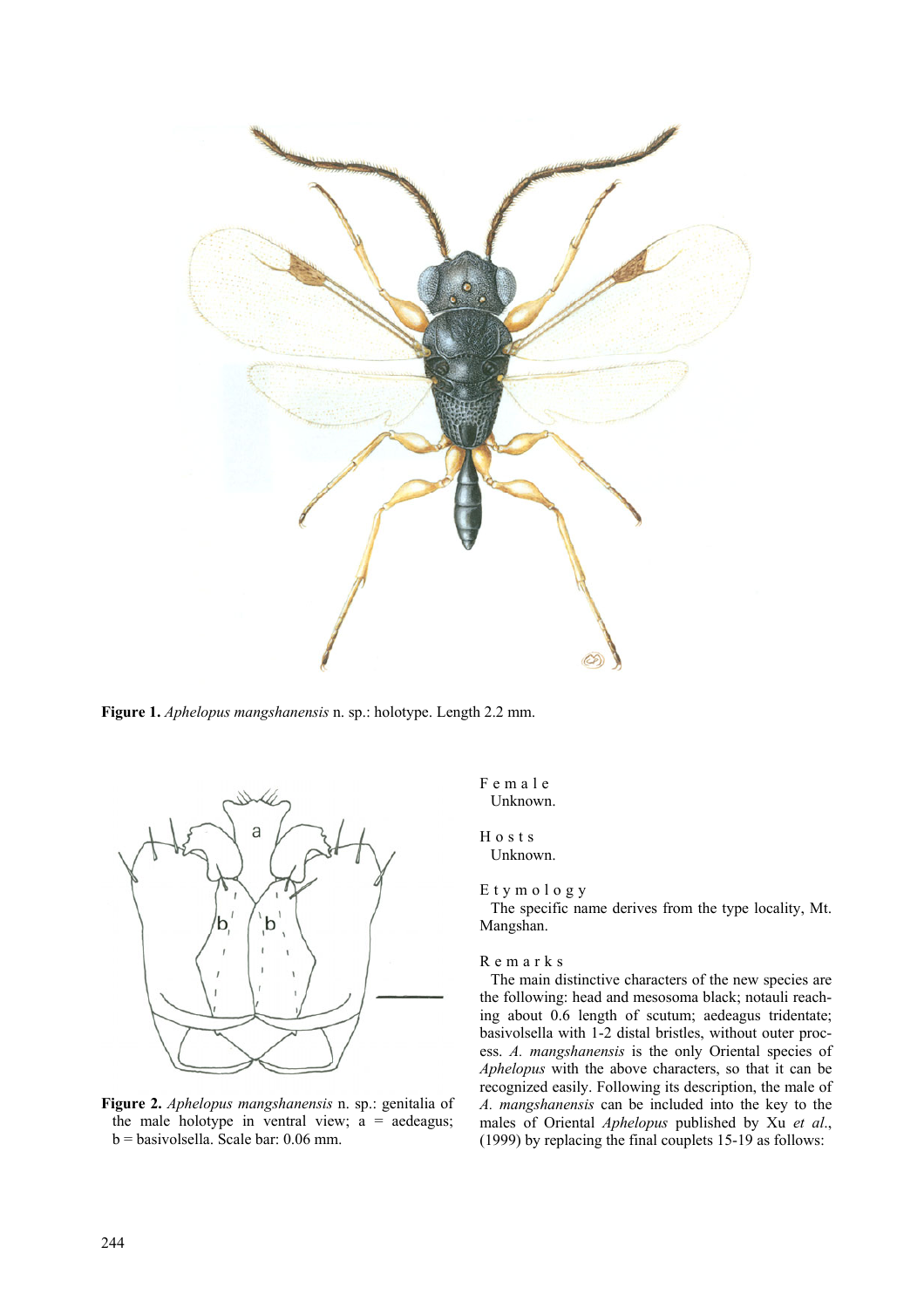**Figure 1.** *Aphelopus mangshanensis* n. sp.: holotype. Length 2.2 mm.

**Figure 2.** *Aphelopus mangshanensis* n. sp.: genitalia of the male holotype in ventral view; a = aedeagus; b = basivolsella. Scale bar: 0.06 mm.

F e m a l e

Unknown.

H o s t s

Unknown.

E t y m o l o g y

The specific name derives from the type locality, Mt. Mangshan.

R e m a r k s

The main distinctive characters of the new species are the following: head and mesosoma black; notauli reaching about 0.6 length of scutum; aedeagus tridentate; basivolsella with 1-2 distal bristles, without outer process. *A. mangshanensis* is the only Oriental species of *Aphelopus* with the above characters, so that it can be recognized easily. Following its description, the male of *A. mangshanensis* can be included into the key to the males of Oriental *Aphelopus* published by Xu *et al*., (1999) by replacing the final couplets 15-19 as follows: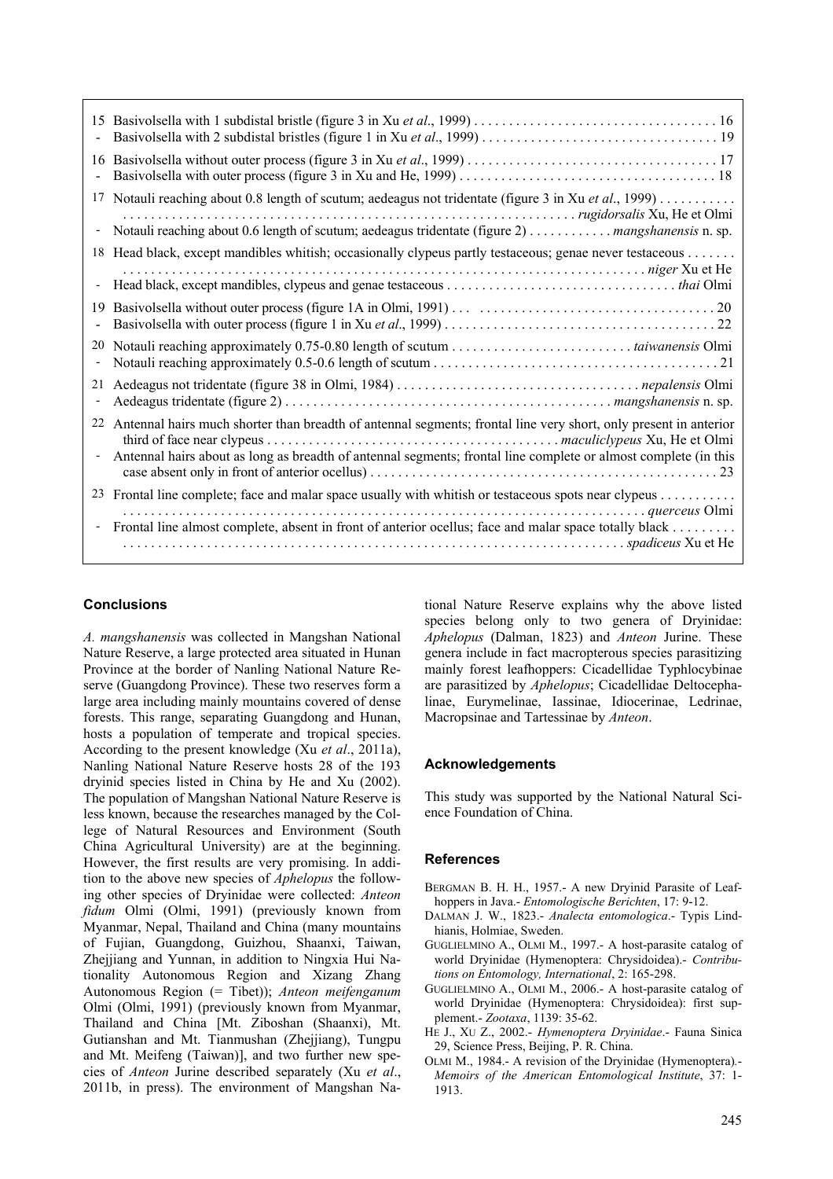15 Basivolsella with 1 subdistal bristle (figure 3 in Xu *et al*., 1999) . . . . . . . . . . . . . . . . . . . . . . . . . . . . . . . . . . . 16
- Basivolsella with 2 subdistal bristles (figure 1 in Xu *et al*., 1999) . . . . . . . . . . . . . . . . . . . . . . . . . . . . . . . . . . 19

16 Basivolsella without outer process (figure 3 in Xu *et al*., 1999) . . . . . . . . . . . . . . . . . . . . . . . . . . . . . . . . . . . . 17
- Basivolsella with outer process (figure 3 in Xu and He, 1999) . . . . . . . . . . . . . . . . . . . . . . . . . . . . . . . . . . . . . 18

17 Notauli reaching about 0.8 length of scutum; aedeagus not tridentate (figure 3 in Xu *et al*., 1999) . . . . . . . . . . . . . . . . . . . . . . . . . . . . . . . . . . . . . . . . . . . . . . . . . . . . . . . . . . . . . . . . . . . . . . . . . . . . . . . . . . . *rugidorsalis* Xu, He et Olmi
- Notauli reaching about 0.6 length of scutum; aedeagus tridentate (figure 2) . . . . . . . . . . . . *mangshanensis* n. sp.

18 Head black, except mandibles whitish; occasionally clypeus partly testaceous; genae never testaceous . . . . . . . . . . . . . . . . . . . . . . . . . . . . . . . . . . . . . . . . . . . . . . . . . . . . . . . . . . . . . . . . . . . . . . . . . . . . . . . . . *niger* Xu et He
- Head black, except mandibles, clypeus and genae testaceous . . . . . . . . . . . . . . . . . . . . . . . . . . . . . . . . . *thai* Olmi

19 Basivolsella without outer process (figure 1A in Olmi, 1991) . . . . . . . . . . . . . . . . . . . . . . . . . . . . . . . . . . . . . 20
- Basivolsella with outer process (figure 1 in Xu *et al*., 1999) . . . . . . . . . . . . . . . . . . . . . . . . . . . . . . . . . . . . . . 22

20 Notauli reaching approximately 0.75-0.80 length of scutum . . . . . . . . . . . . . . . . . . . . . . . . . . *taiwanensis* Olmi
- Notauli reaching approximately 0.5-0.6 length of scutum . . . . . . . . . . . . . . . . . . . . . . . . . . . . . . . . . . . . . . . . 21

21 Aedeagus not tridentate (figure 38 in Olmi, 1984) . . . . . . . . . . . . . . . . . . . . . . . . . . . . . . . . . . *nepalensis* Olmi
- Aedeagus tridentate (figure 2) . . . . . . . . . . . . . . . . . . . . . . . . . . . . . . . . . . . . . . . . . . . . . *mangshanensis* n. sp.

22 Antennal hairs much shorter than breadth of antennal segments; frontal line very short, only present in anterior third of face near clypeus . . . . . . . . . . . . . . . . . . . . . . . . . . . . . . . . . . . . . . . . . . *maculiclypeus* Xu, He et Olmi
- Antennal hairs about as long as breadth of antennal segments; frontal line complete or almost complete (in this case absent only in front of anterior ocellus) . . . . . . . . . . . . . . . . . . . . . . . . . . . . . . . . . . . . . . . . . . . . . . . . . 23

23 Frontal line complete; face and malar space usually with whitish or testaceous spots near clypeus . . . . . . . . . . . . . . . . . . . . . . . . . . . . . . . . . . . . . . . . . . . . . . . . . . . . . . . . . . . . . . . . . . . . . . . . . . . . . . . . *querceus* Olmi
- Frontal line almost complete, absent in front of anterior ocellus; face and malar space totally black . . . . . . . . . . . . . . . . . . . . . . . . . . . . . . . . . . . . . . . . . . . . . . . . . . . . . . . . . . . . . . . . . . . . . . . . . . . . . . *spadiceus* Xu et He

## Conclusions

*A. mangshanensis* was collected in Mangshan National Nature Reserve, a large protected area situated in Hunan Province at the border of Nanling National Nature Reserve (Guangdong Province). These two reserves form a large area including mainly mountains covered of dense forests. This range, separating Guangdong and Hunan, hosts a population of temperate and tropical species. According to the present knowledge (Xu *et al*., 2011a), Nanling National Nature Reserve hosts 28 of the 193 dryinid species listed in China by He and Xu (2002). The population of Mangshan National Nature Reserve is less known, because the researches managed by the College of Natural Resources and Environment (South China Agricultural University) are at the beginning. However, the first results are very promising. In addition to the above new species of *Aphelopus* the following other species of Dryinidae were collected: *Anteon fidum* Olmi (Olmi, 1991) (previously known from Myanmar, Nepal, Thailand and China (many mountains of Fujian, Guangdong, Guizhou, Shaanxi, Taiwan, Zhejjiang and Yunnan, in addition to Ningxia Hui Nationality Autonomous Region and Xizang Zhang Autonomous Region (= Tibet)); *Anteon meifenganum* Olmi (Olmi, 1991) (previously known from Myanmar, Thailand and China [Mt. Ziboshan (Shaanxi), Mt. Gutianshan and Mt. Tianmushan (Zhejjiang), Tungpu and Mt. Meifeng (Taiwan)], and two further new species of *Anteon* Jurine described separately (Xu *et al*., 2011b, in press). The environment of Mangshan National Nature Reserve explains why the above listed species belong only to two genera of Dryinidae: *Aphelopus* (Dalman, 1823) and *Anteon* Jurine. These genera include in fact macropterous species parasitizing mainly forest leafhoppers: Cicadellidae Typhlocybinae are parasitized by *Aphelopus*; Cicadellidae Deltocephalinae, Eurymelinae, Iassinae, Idiocerinae, Ledrinae, Macropsinae and Tartessinae by *Anteon*.

## Acknowledgements

This study was supported by the National Natural Science Foundation of China.

## References

BERGMAN B. H. H., 1957.- A new Dryinid Parasite of Leafhoppers in Java.- *Entomologische Berichten*, 17: 9-12.

DALMAN J. W., 1823.- *Analecta entomologica*.- Typis Lindhianis, Holmiae, Sweden.

GUGLIELMINO A., OLMI M., 1997.- A host-parasite catalog of world Dryinidae (Hymenoptera: Chrysidoidea).- *Contributions on Entomology, International*, 2: 165-298.

GUGLIELMINO A., OLMI M., 2006.- A host-parasite catalog of world Dryinidae (Hymenoptera: Chrysidoidea): first supplement.- *Zootaxa*, 1139: 35-62.

HE J., XU Z., 2002.- *Hymenoptera Dryinidae*.- Fauna Sinica 29, Science Press, Beijing, P. R. China.

OLMI M., 1984.- A revision of the Dryinidae (Hymenoptera).- *Memoirs of the American Entomological Institute*, 37: 1-1913.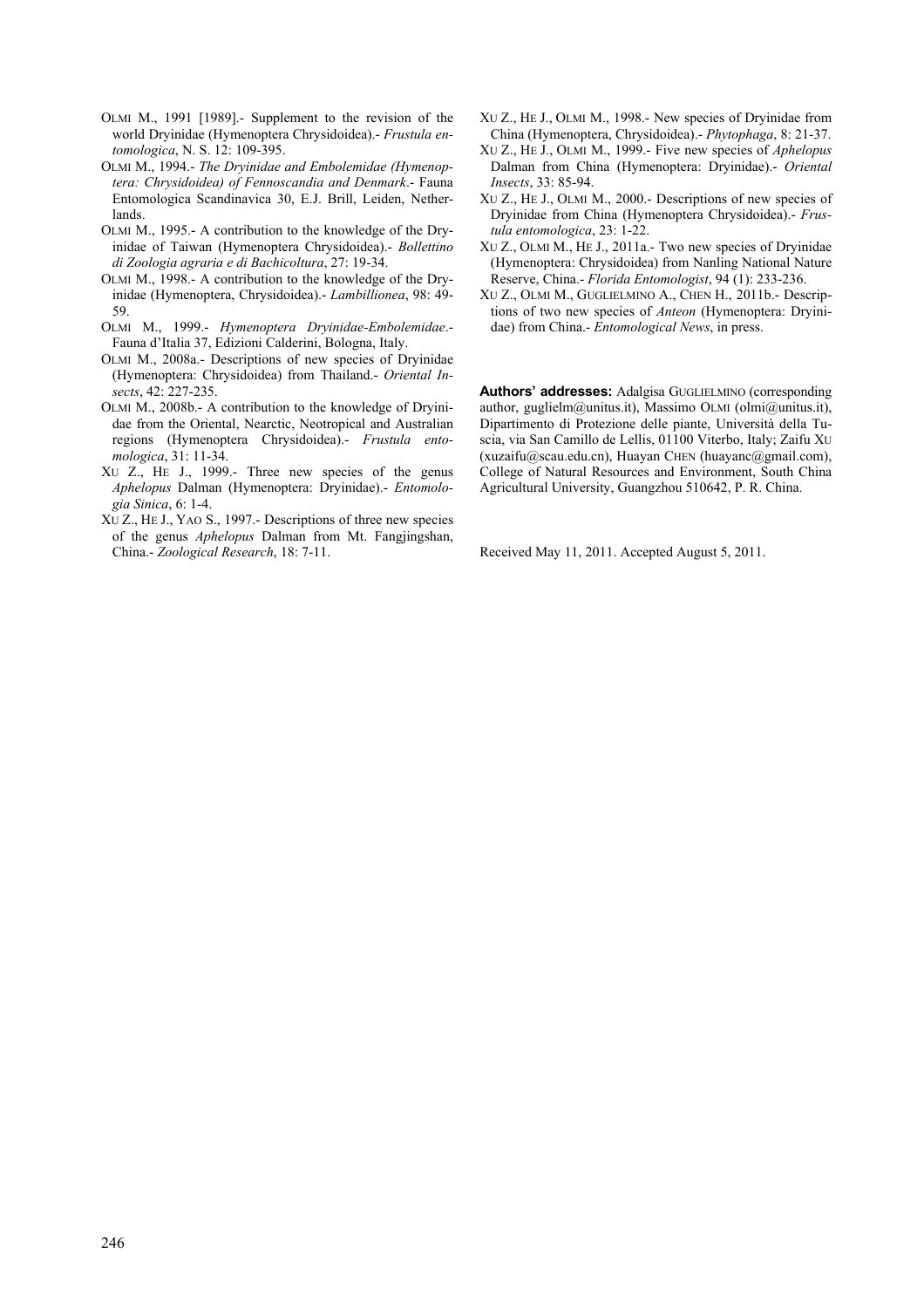OLMI M., 1991 [1989].- Supplement to the revision of the world Dryinidae (Hymenoptera Chrysidoidea).- *Frustula entomologica*, N. S. 12: 109-395.

OLMI M., 1994.- *The Dryinidae and Embolemidae (Hymenoptera: Chrysidoidea) of Fennoscandia and Denmark*.- Fauna Entomologica Scandinavica 30, E.J. Brill, Leiden, Netherlands.

OLMI M., 1995.- A contribution to the knowledge of the Dryinidae of Taiwan (Hymenoptera Chrysidoidea).- *Bollettino di Zoologia agraria e di Bachicoltura*, 27: 19-34.

OLMI M., 1998.- A contribution to the knowledge of the Dryinidae (Hymenoptera, Chrysidoidea).- *Lambillionea*, 98: 49-59.

OLMI M., 1999.- *Hymenoptera Dryinidae-Embolemidae*.- Fauna d'Italia 37, Edizioni Calderini, Bologna, Italy.

OLMI M., 2008a.- Descriptions of new species of Dryinidae (Hymenoptera: Chrysidoidea) from Thailand.- *Oriental Insects*, 42: 227-235.

OLMI M., 2008b.- A contribution to the knowledge of Dryinidae from the Oriental, Nearctic, Neotropical and Australian regions (Hymenoptera Chrysidoidea).- *Frustula entomologica*, 31: 11-34.

XU Z., HE J., 1999.- Three new species of the genus *Aphelopus* Dalman (Hymenoptera: Dryinidae).- *Entomologia Sinica*, 6: 1-4.

XU Z., HE J., YAO S., 1997.- Descriptions of three new species of the genus *Aphelopus* Dalman from Mt. Fangjingshan, China.- *Zoological Research*, 18: 7-11.

XU Z., HE J., OLMI M., 1998.- New species of Dryinidae from China (Hymenoptera, Chrysidoidea).- *Phytophaga*, 8: 21-37.

XU Z., HE J., OLMI M., 1999.- Five new species of *Aphelopus* Dalman from China (Hymenoptera: Dryinidae).- *Oriental Insects*, 33: 85-94.

XU Z., HE J., OLMI M., 2000.- Descriptions of new species of Dryinidae from China (Hymenoptera Chrysidoidea).- *Frustula entomologica*, 23: 1-22.

XU Z., OLMI M., HE J., 2011a.- Two new species of Dryinidae (Hymenoptera: Chrysidoidea) from Nanling National Nature Reserve, China.- *Florida Entomologist*, 94 (1): 233-236.

XU Z., OLMI M., GUGLIELMINO A., CHEN H., 2011b.- Descriptions of two new species of *Anteon* (Hymenoptera: Dryinidae) from China.- *Entomological News*, in press.

**Authors' addresses:** Adalgisa GUGLIELMINO (corresponding author, guglielm@unitus.it), Massimo OLMI (olmi@unitus.it), Dipartimento di Protezione delle piante, Università della Tuscia, via San Camillo de Lellis, 01100 Viterbo, Italy; Zaifu XU (xuzaifu@scau.edu.cn), Huayan CHEN (huayanc@gmail.com), College of Natural Resources and Environment, South China Agricultural University, Guangzhou 510642, P. R. China.

Received May 11, 2011. Accepted August 5, 2011.